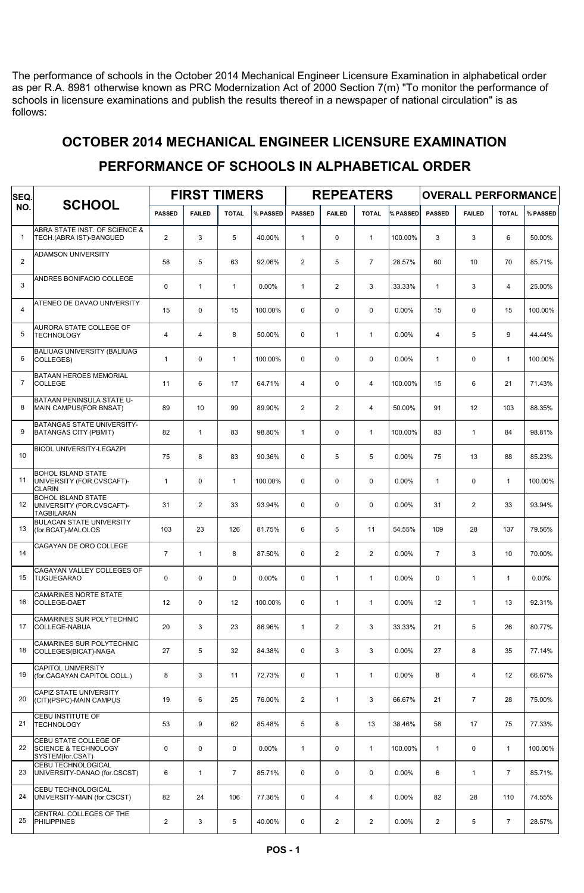The performance of schools in the October 2014 Mechanical Engineer Licensure Examination in alphabetical order as per R.A. 8981 otherwise known as PRC Modernization Act of 2000 Section 7(m) "To monitor the performance of schools in licensure examinations and publish the results thereof in a newspaper of national circulation" is as follows:

## OCTOBER 2014 MECHANICAL ENGINEER LICENSURE EXAMINATION

## PERFORMANCE OF SCHOOLS IN ALPHABETICAL ORDER

| SEQ. NO. | SCHOOL | FIRST TIMERS | | | | REPEATERS | | | | OVERALL PERFORMANCE | | | |
|---|---|---|---|---|---|---|---|---|---|---|---|---|---|
| | | PASSED | FAILED | TOTAL | % PASSED | PASSED | FAILED | TOTAL | % PASSED | PASSED | FAILED | TOTAL | % PASSED |
| 1 | ABRA STATE INST. OF SCIENCE & TECH.(ABRA IST)-BANGUED | 2 | 3 | 5 | 40.00% | 1 | 0 | 1 | 100.00% | 3 | 3 | 6 | 50.00% |
| 2 | ADAMSON UNIVERSITY | 58 | 5 | 63 | 92.06% | 2 | 5 | 7 | 28.57% | 60 | 10 | 70 | 85.71% |
| 3 | ANDRES BONIFACIO COLLEGE | 0 | 1 | 1 | 0.00% | 1 | 2 | 3 | 33.33% | 1 | 3 | 4 | 25.00% |
| 4 | ATENEO DE DAVAO UNIVERSITY | 15 | 0 | 15 | 100.00% | 0 | 0 | 0 | 0.00% | 15 | 0 | 15 | 100.00% |
| 5 | AURORA STATE COLLEGE OF TECHNOLOGY | 4 | 4 | 8 | 50.00% | 0 | 1 | 1 | 0.00% | 4 | 5 | 9 | 44.44% |
| 6 | BALIUAG UNIVERSITY (BALIUAG COLLEGES) | 1 | 0 | 1 | 100.00% | 0 | 0 | 0 | 0.00% | 1 | 0 | 1 | 100.00% |
| 7 | BATAAN HEROES MEMORIAL COLLEGE | 11 | 6 | 17 | 64.71% | 4 | 0 | 4 | 100.00% | 15 | 6 | 21 | 71.43% |
| 8 | BATAAN PENINSULA STATE U-MAIN CAMPUS(FOR BNSAT) | 89 | 10 | 99 | 89.90% | 2 | 2 | 4 | 50.00% | 91 | 12 | 103 | 88.35% |
| 9 | BATANGAS STATE UNIVERSITY-BATANGAS CITY (PBMIT) | 82 | 1 | 83 | 98.80% | 1 | 0 | 1 | 100.00% | 83 | 1 | 84 | 98.81% |
| 10 | BICOL UNIVERSITY-LEGAZPI | 75 | 8 | 83 | 90.36% | 0 | 5 | 5 | 0.00% | 75 | 13 | 88 | 85.23% |
| 11 | BOHOL ISLAND STATE UNIVERSITY (FOR.CVSCAFT)-CLARIN | 1 | 0 | 1 | 100.00% | 0 | 0 | 0 | 0.00% | 1 | 0 | 1 | 100.00% |
| 12 | BOHOL ISLAND STATE UNIVERSITY (FOR.CVSCAFT)-TAGBILARAN | 31 | 2 | 33 | 93.94% | 0 | 0 | 0 | 0.00% | 31 | 2 | 33 | 93.94% |
| 13 | BULACAN STATE UNIVERSITY (for.BCAT)-MALOLOS | 103 | 23 | 126 | 81.75% | 6 | 5 | 11 | 54.55% | 109 | 28 | 137 | 79.56% |
| 14 | CAGAYAN DE ORO COLLEGE | 7 | 1 | 8 | 87.50% | 0 | 2 | 2 | 0.00% | 7 | 3 | 10 | 70.00% |
| 15 | CAGAYAN VALLEY COLLEGES OF TUGUEGARAO | 0 | 0 | 0 | 0.00% | 0 | 1 | 1 | 0.00% | 0 | 1 | 1 | 0.00% |
| 16 | CAMARINES NORTE STATE COLLEGE-DAET | 12 | 0 | 12 | 100.00% | 0 | 1 | 1 | 0.00% | 12 | 1 | 13 | 92.31% |
| 17 | CAMARINES SUR POLYTECHNIC COLLEGE-NABUA | 20 | 3 | 23 | 86.96% | 1 | 2 | 3 | 33.33% | 21 | 5 | 26 | 80.77% |
| 18 | CAMARINES SUR POLYTECHNIC COLLEGES(BICAT)-NAGA | 27 | 5 | 32 | 84.38% | 0 | 3 | 3 | 0.00% | 27 | 8 | 35 | 77.14% |
| 19 | CAPITOL UNIVERSITY (for.CAGAYAN CAPITOL COLL.) | 8 | 3 | 11 | 72.73% | 0 | 1 | 1 | 0.00% | 8 | 4 | 12 | 66.67% |
| 20 | CAPIZ STATE UNIVERSITY (CIT)(PSPC)-MAIN CAMPUS | 19 | 6 | 25 | 76.00% | 2 | 1 | 3 | 66.67% | 21 | 7 | 28 | 75.00% |
| 21 | CEBU INSTITUTE OF TECHNOLOGY | 53 | 9 | 62 | 85.48% | 5 | 8 | 13 | 38.46% | 58 | 17 | 75 | 77.33% |
| 22 | CEBU STATE COLLEGE OF SCIENCE & TECHNOLOGY SYSTEM(for.CSAT) | 0 | 0 | 0 | 0.00% | 1 | 0 | 1 | 100.00% | 1 | 0 | 1 | 100.00% |
| 23 | CEBU TECHNOLOGICAL UNIVERSITY-DANAO (for.CSCST) | 6 | 1 | 7 | 85.71% | 0 | 0 | 0 | 0.00% | 6 | 1 | 7 | 85.71% |
| 24 | CEBU TECHNOLOGICAL UNIVERSITY-MAIN (for.CSCST) | 82 | 24 | 106 | 77.36% | 0 | 4 | 4 | 0.00% | 82 | 28 | 110 | 74.55% |
| 25 | CENTRAL COLLEGES OF THE PHILIPPINES | 2 | 3 | 5 | 40.00% | 0 | 2 | 2 | 0.00% | 2 | 5 | 7 | 28.57% |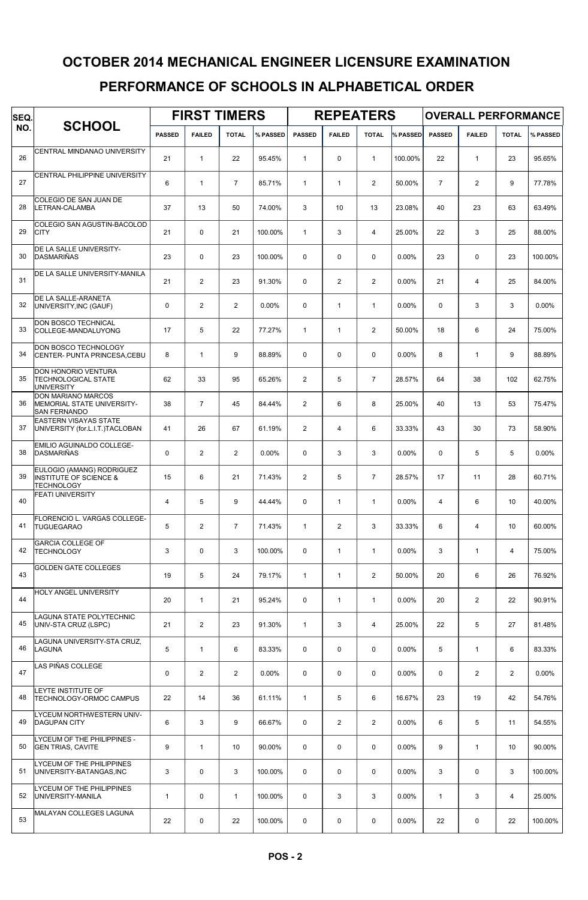# OCTOBER 2014 MECHANICAL ENGINEER LICENSURE EXAMINATION

## PERFORMANCE OF SCHOOLS IN ALPHABETICAL ORDER

| SEQ. NO. | SCHOOL | FIRST TIMERS | | | | REPEATERS | | | | OVERALL PERFORMANCE | | | |
|---|---|---|---|---|---|---|---|---|---|---|---|---|---|
| | | PASSED | FAILED | TOTAL | % PASSED | PASSED | FAILED | TOTAL | % PASSED | PASSED | FAILED | TOTAL | % PASSED |
| 26 | CENTRAL MINDANAO UNIVERSITY | 21 | 1 | 22 | 95.45% | 1 | 0 | 1 | 100.00% | 22 | 1 | 23 | 95.65% |
| 27 | CENTRAL PHILIPPINE UNIVERSITY | 6 | 1 | 7 | 85.71% | 1 | 1 | 2 | 50.00% | 7 | 2 | 9 | 77.78% |
| 28 | COLEGIO DE SAN JUAN DE LETRAN-CALAMBA | 37 | 13 | 50 | 74.00% | 3 | 10 | 13 | 23.08% | 40 | 23 | 63 | 63.49% |
| 29 | COLEGIO SAN AGUSTIN-BACOLOD CITY | 21 | 0 | 21 | 100.00% | 1 | 3 | 4 | 25.00% | 22 | 3 | 25 | 88.00% |
| 30 | DE LA SALLE UNIVERSITY-DASMARIÑAS | 23 | 0 | 23 | 100.00% | 0 | 0 | 0 | 0.00% | 23 | 0 | 23 | 100.00% |
| 31 | DE LA SALLE UNIVERSITY-MANILA | 21 | 2 | 23 | 91.30% | 0 | 2 | 2 | 0.00% | 21 | 4 | 25 | 84.00% |
| 32 | DE LA SALLE-ARANETA UNIVERSITY,INC (GAUF) | 0 | 2 | 2 | 0.00% | 0 | 1 | 1 | 0.00% | 0 | 3 | 3 | 0.00% |
| 33 | DON BOSCO TECHNICAL COLLEGE-MANDALUYONG | 17 | 5 | 22 | 77.27% | 1 | 1 | 2 | 50.00% | 18 | 6 | 24 | 75.00% |
| 34 | DON BOSCO TECHNOLOGY CENTER- PUNTA PRINCESA,CEBU | 8 | 1 | 9 | 88.89% | 0 | 0 | 0 | 0.00% | 8 | 1 | 9 | 88.89% |
| 35 | DON HONORIO VENTURA TECHNOLOGICAL STATE UNIVERSITY | 62 | 33 | 95 | 65.26% | 2 | 5 | 7 | 28.57% | 64 | 38 | 102 | 62.75% |
| 36 | DON MARIANO MARCOS MEMORIAL STATE UNIVERSITY-SAN FERNANDO | 38 | 7 | 45 | 84.44% | 2 | 6 | 8 | 25.00% | 40 | 13 | 53 | 75.47% |
| 37 | EASTERN VISAYAS STATE UNIVERSITY (for.L.I.T.)TACLOBAN | 41 | 26 | 67 | 61.19% | 2 | 4 | 6 | 33.33% | 43 | 30 | 73 | 58.90% |
| 38 | EMILIO AGUINALDO COLLEGE-DASMARIÑAS | 0 | 2 | 2 | 0.00% | 0 | 3 | 3 | 0.00% | 0 | 5 | 5 | 0.00% |
| 39 | EULOGIO (AMANG) RODRIGUEZ INSTITUTE OF SCIENCE & TECHNOLOGY | 15 | 6 | 21 | 71.43% | 2 | 5 | 7 | 28.57% | 17 | 11 | 28 | 60.71% |
| 40 | FEATI UNIVERSITY | 4 | 5 | 9 | 44.44% | 0 | 1 | 1 | 0.00% | 4 | 6 | 10 | 40.00% |
| 41 | FLORENCIO L. VARGAS COLLEGE-TUGUEGARAO | 5 | 2 | 7 | 71.43% | 1 | 2 | 3 | 33.33% | 6 | 4 | 10 | 60.00% |
| 42 | GARCIA COLLEGE OF TECHNOLOGY | 3 | 0 | 3 | 100.00% | 0 | 1 | 1 | 0.00% | 3 | 1 | 4 | 75.00% |
| 43 | GOLDEN GATE COLLEGES | 19 | 5 | 24 | 79.17% | 1 | 1 | 2 | 50.00% | 20 | 6 | 26 | 76.92% |
| 44 | HOLY ANGEL UNIVERSITY | 20 | 1 | 21 | 95.24% | 0 | 1 | 1 | 0.00% | 20 | 2 | 22 | 90.91% |
| 45 | LAGUNA STATE POLYTECHNIC UNIV-STA CRUZ (LSPC) | 21 | 2 | 23 | 91.30% | 1 | 3 | 4 | 25.00% | 22 | 5 | 27 | 81.48% |
| 46 | LAGUNA UNIVERSITY-STA CRUZ, LAGUNA | 5 | 1 | 6 | 83.33% | 0 | 0 | 0 | 0.00% | 5 | 1 | 6 | 83.33% |
| 47 | LAS PIÑAS COLLEGE | 0 | 2 | 2 | 0.00% | 0 | 0 | 0 | 0.00% | 0 | 2 | 2 | 0.00% |
| 48 | LEYTE INSTITUTE OF TECHNOLOGY-ORMOC CAMPUS | 22 | 14 | 36 | 61.11% | 1 | 5 | 6 | 16.67% | 23 | 19 | 42 | 54.76% |
| 49 | LYCEUM NORTHWESTERN UNIV-DAGUPAN CITY | 6 | 3 | 9 | 66.67% | 0 | 2 | 2 | 0.00% | 6 | 5 | 11 | 54.55% |
| 50 | LYCEUM OF THE PHILIPPINES - GEN TRIAS, CAVITE | 9 | 1 | 10 | 90.00% | 0 | 0 | 0 | 0.00% | 9 | 1 | 10 | 90.00% |
| 51 | LYCEUM OF THE PHILIPPINES UNIVERSITY-BATANGAS,INC | 3 | 0 | 3 | 100.00% | 0 | 0 | 0 | 0.00% | 3 | 0 | 3 | 100.00% |
| 52 | LYCEUM OF THE PHILIPPINES UNIVERSITY-MANILA | 1 | 0 | 1 | 100.00% | 0 | 3 | 3 | 0.00% | 1 | 3 | 4 | 25.00% |
| 53 | MALAYAN COLLEGES LAGUNA | 22 | 0 | 22 | 100.00% | 0 | 0 | 0 | 0.00% | 22 | 0 | 22 | 100.00% |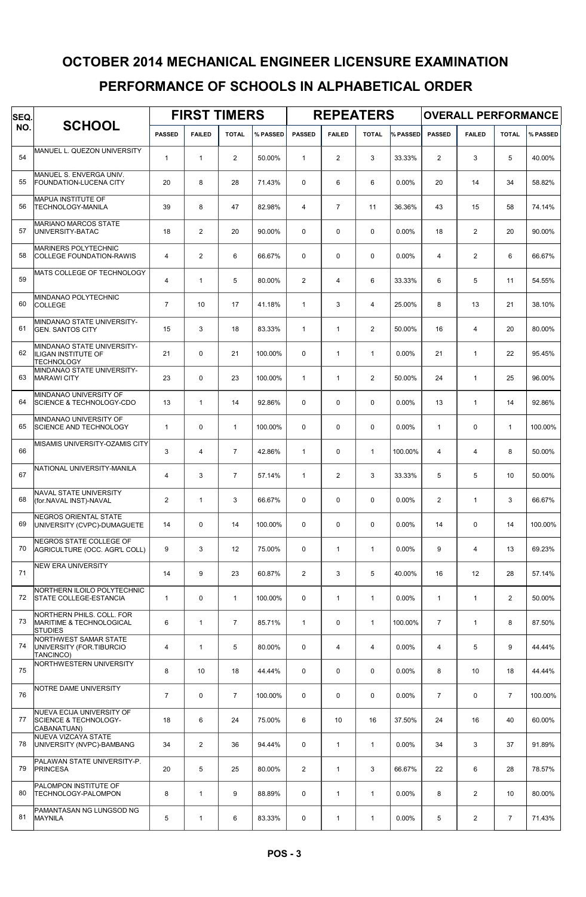# OCTOBER 2014 MECHANICAL ENGINEER LICENSURE EXAMINATION

## PERFORMANCE OF SCHOOLS IN ALPHABETICAL ORDER

| SEQ. NO. | SCHOOL | FIRST TIMERS | | | | REPEATERS | | | | OVERALL PERFORMANCE | | | |
|---|---|---|---|---|---|---|---|---|---|---|---|---|---|
| | | PASSED | FAILED | TOTAL | % PASSED | PASSED | FAILED | TOTAL | % PASSED | PASSED | FAILED | TOTAL | % PASSED |
| 54 | MANUEL L. QUEZON UNIVERSITY | 1 | 1 | 2 | 50.00% | 1 | 2 | 3 | 33.33% | 2 | 3 | 5 | 40.00% |
| 55 | MANUEL S. ENVERGA UNIV. FOUNDATION-LUCENA CITY | 20 | 8 | 28 | 71.43% | 0 | 6 | 6 | 0.00% | 20 | 14 | 34 | 58.82% |
| 56 | MAPUA INSTITUTE OF TECHNOLOGY-MANILA | 39 | 8 | 47 | 82.98% | 4 | 7 | 11 | 36.36% | 43 | 15 | 58 | 74.14% |
| 57 | MARIANO MARCOS STATE UNIVERSITY-BATAC | 18 | 2 | 20 | 90.00% | 0 | 0 | 0 | 0.00% | 18 | 2 | 20 | 90.00% |
| 58 | MARINERS POLYTECHNIC COLLEGE FOUNDATION-RAWIS | 4 | 2 | 6 | 66.67% | 0 | 0 | 0 | 0.00% | 4 | 2 | 6 | 66.67% |
| 59 | MATS COLLEGE OF TECHNOLOGY | 4 | 1 | 5 | 80.00% | 2 | 4 | 6 | 33.33% | 6 | 5 | 11 | 54.55% |
| 60 | MINDANAO POLYTECHNIC COLLEGE | 7 | 10 | 17 | 41.18% | 1 | 3 | 4 | 25.00% | 8 | 13 | 21 | 38.10% |
| 61 | MINDANAO STATE UNIVERSITY-GEN. SANTOS CITY | 15 | 3 | 18 | 83.33% | 1 | 1 | 2 | 50.00% | 16 | 4 | 20 | 80.00% |
| 62 | MINDANAO STATE UNIVERSITY-ILIGAN INSTITUTE OF TECHNOLOGY | 21 | 0 | 21 | 100.00% | 0 | 1 | 1 | 0.00% | 21 | 1 | 22 | 95.45% |
| 63 | MINDANAO STATE UNIVERSITY-MARAWI CITY | 23 | 0 | 23 | 100.00% | 1 | 1 | 2 | 50.00% | 24 | 1 | 25 | 96.00% |
| 64 | MINDANAO UNIVERSITY OF SCIENCE & TECHNOLOGY-CDO | 13 | 1 | 14 | 92.86% | 0 | 0 | 0 | 0.00% | 13 | 1 | 14 | 92.86% |
| 65 | MINDANAO UNIVERSITY OF SCIENCE AND TECHNOLOGY | 1 | 0 | 1 | 100.00% | 0 | 0 | 0 | 0.00% | 1 | 0 | 1 | 100.00% |
| 66 | MISAMIS UNIVERSITY-OZAMIS CITY | 3 | 4 | 7 | 42.86% | 1 | 0 | 1 | 100.00% | 4 | 4 | 8 | 50.00% |
| 67 | NATIONAL UNIVERSITY-MANILA | 4 | 3 | 7 | 57.14% | 1 | 2 | 3 | 33.33% | 5 | 5 | 10 | 50.00% |
| 68 | NAVAL STATE UNIVERSITY (for.NAVAL INST)-NAVAL | 2 | 1 | 3 | 66.67% | 0 | 0 | 0 | 0.00% | 2 | 1 | 3 | 66.67% |
| 69 | NEGROS ORIENTAL STATE UNIVERSITY (CVPC)-DUMAGUETE | 14 | 0 | 14 | 100.00% | 0 | 0 | 0 | 0.00% | 14 | 0 | 14 | 100.00% |
| 70 | NEGROS STATE COLLEGE OF AGRICULTURE (OCC. AGR'L COLL) | 9 | 3 | 12 | 75.00% | 0 | 1 | 1 | 0.00% | 9 | 4 | 13 | 69.23% |
| 71 | NEW ERA UNIVERSITY | 14 | 9 | 23 | 60.87% | 2 | 3 | 5 | 40.00% | 16 | 12 | 28 | 57.14% |
| 72 | NORTHERN ILOILO POLYTECHNIC STATE COLLEGE-ESTANCIA | 1 | 0 | 1 | 100.00% | 0 | 1 | 1 | 0.00% | 1 | 1 | 2 | 50.00% |
| 73 | NORTHERN PHILS. COLL. FOR MARITIME & TECHNOLOGICAL STUDIES | 6 | 1 | 7 | 85.71% | 1 | 0 | 1 | 100.00% | 7 | 1 | 8 | 87.50% |
| 74 | NORTHWEST SAMAR STATE UNIVERSITY (FOR.TIBURCIO TANCINCO) | 4 | 1 | 5 | 80.00% | 0 | 4 | 4 | 0.00% | 4 | 5 | 9 | 44.44% |
| 75 | NORTHWESTERN UNIVERSITY | 8 | 10 | 18 | 44.44% | 0 | 0 | 0 | 0.00% | 8 | 10 | 18 | 44.44% |
| 76 | NOTRE DAME UNIVERSITY | 7 | 0 | 7 | 100.00% | 0 | 0 | 0 | 0.00% | 7 | 0 | 7 | 100.00% |
| 77 | NUEVA ECIJA UNIVERSITY OF SCIENCE & TECHNOLOGY-CABANATUAN) | 18 | 6 | 24 | 75.00% | 6 | 10 | 16 | 37.50% | 24 | 16 | 40 | 60.00% |
| 78 | NUEVA VIZCAYA STATE UNIVERSITY (NVPC)-BAMBANG | 34 | 2 | 36 | 94.44% | 0 | 1 | 1 | 0.00% | 34 | 3 | 37 | 91.89% |
| 79 | PALAWAN STATE UNIVERSITY-P. PRINCESA | 20 | 5 | 25 | 80.00% | 2 | 1 | 3 | 66.67% | 22 | 6 | 28 | 78.57% |
| 80 | PALOMPON INSTITUTE OF TECHNOLOGY-PALOMPON | 8 | 1 | 9 | 88.89% | 0 | 1 | 1 | 0.00% | 8 | 2 | 10 | 80.00% |
| 81 | PAMANTASAN NG LUNGSOD NG MAYNILA | 5 | 1 | 6 | 83.33% | 0 | 1 | 1 | 0.00% | 5 | 2 | 7 | 71.43% |

POS - 3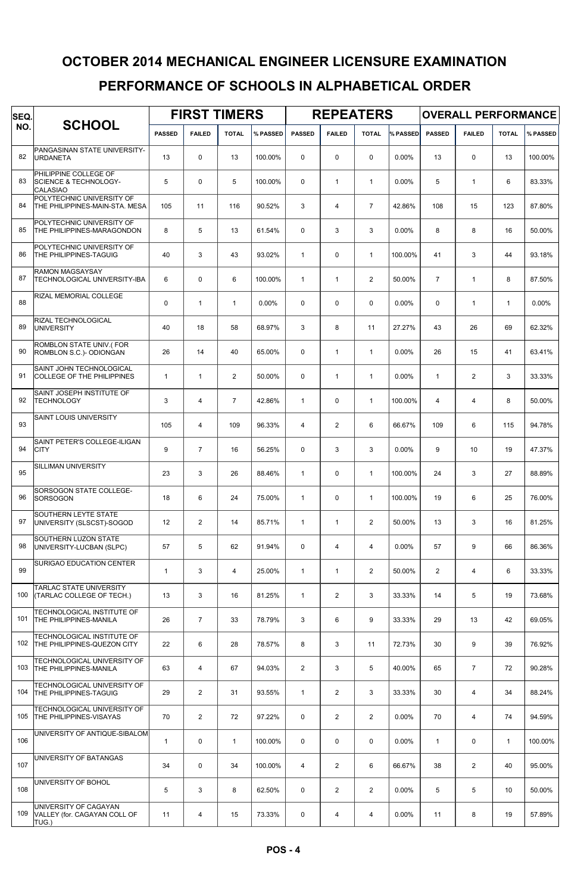# OCTOBER 2014 MECHANICAL ENGINEER LICENSURE EXAMINATION

## PERFORMANCE OF SCHOOLS IN ALPHABETICAL ORDER

| SEQ. NO. | SCHOOL | FIRST TIMERS | | | | REPEATERS | | | | OVERALL PERFORMANCE | | | |
|---|---|---|---|---|---|---|---|---|---|---|---|---|---|
| | | PASSED | FAILED | TOTAL | % PASSED | PASSED | FAILED | TOTAL | % PASSED | PASSED | FAILED | TOTAL | % PASSED |
| 82 | PANGASINAN STATE UNIVERSITY-URDANETA | 13 | 0 | 13 | 100.00% | 0 | 0 | 0 | 0.00% | 13 | 0 | 13 | 100.00% |
| 83 | PHILIPPINE COLLEGE OF SCIENCE & TECHNOLOGY-CALASIAO | 5 | 0 | 5 | 100.00% | 0 | 1 | 1 | 0.00% | 5 | 1 | 6 | 83.33% |
| 84 | POLYTECHNIC UNIVERSITY OF THE PHILIPPINES-MAIN-STA. MESA | 105 | 11 | 116 | 90.52% | 3 | 4 | 7 | 42.86% | 108 | 15 | 123 | 87.80% |
| 85 | POLYTECHNIC UNIVERSITY OF THE PHILIPPINES-MARAGONDON | 8 | 5 | 13 | 61.54% | 0 | 3 | 3 | 0.00% | 8 | 8 | 16 | 50.00% |
| 86 | POLYTECHNIC UNIVERSITY OF THE PHILIPPINES-TAGUIG | 40 | 3 | 43 | 93.02% | 1 | 0 | 1 | 100.00% | 41 | 3 | 44 | 93.18% |
| 87 | RAMON MAGSAYSAY TECHNOLOGICAL UNIVERSITY-IBA | 6 | 0 | 6 | 100.00% | 1 | 1 | 2 | 50.00% | 7 | 1 | 8 | 87.50% |
| 88 | RIZAL MEMORIAL COLLEGE | 0 | 1 | 1 | 0.00% | 0 | 0 | 0 | 0.00% | 0 | 1 | 1 | 0.00% |
| 89 | RIZAL TECHNOLOGICAL UNIVERSITY | 40 | 18 | 58 | 68.97% | 3 | 8 | 11 | 27.27% | 43 | 26 | 69 | 62.32% |
| 90 | ROMBLON STATE UNIV.( FOR ROMBLON S.C.)- ODIONGAN | 26 | 14 | 40 | 65.00% | 0 | 1 | 1 | 0.00% | 26 | 15 | 41 | 63.41% |
| 91 | SAINT JOHN TECHNOLOGICAL COLLEGE OF THE PHILIPPINES | 1 | 1 | 2 | 50.00% | 0 | 1 | 1 | 0.00% | 1 | 2 | 3 | 33.33% |
| 92 | SAINT JOSEPH INSTITUTE OF TECHNOLOGY | 3 | 4 | 7 | 42.86% | 1 | 0 | 1 | 100.00% | 4 | 4 | 8 | 50.00% |
| 93 | SAINT LOUIS UNIVERSITY | 105 | 4 | 109 | 96.33% | 4 | 2 | 6 | 66.67% | 109 | 6 | 115 | 94.78% |
| 94 | SAINT PETER'S COLLEGE-ILIGAN CITY | 9 | 7 | 16 | 56.25% | 0 | 3 | 3 | 0.00% | 9 | 10 | 19 | 47.37% |
| 95 | SILLIMAN UNIVERSITY | 23 | 3 | 26 | 88.46% | 1 | 0 | 1 | 100.00% | 24 | 3 | 27 | 88.89% |
| 96 | SORSOGON STATE COLLEGE-SORSOGON | 18 | 6 | 24 | 75.00% | 1 | 0 | 1 | 100.00% | 19 | 6 | 25 | 76.00% |
| 97 | SOUTHERN LEYTE STATE UNIVERSITY (SLSCST)-SOGOD | 12 | 2 | 14 | 85.71% | 1 | 1 | 2 | 50.00% | 13 | 3 | 16 | 81.25% |
| 98 | SOUTHERN LUZON STATE UNIVERSITY-LUCBAN (SLPC) | 57 | 5 | 62 | 91.94% | 0 | 4 | 4 | 0.00% | 57 | 9 | 66 | 86.36% |
| 99 | SURIGAO EDUCATION CENTER | 1 | 3 | 4 | 25.00% | 1 | 1 | 2 | 50.00% | 2 | 4 | 6 | 33.33% |
| 100 | TARLAC STATE UNIVERSITY (TARLAC COLLEGE OF TECH.) | 13 | 3 | 16 | 81.25% | 1 | 2 | 3 | 33.33% | 14 | 5 | 19 | 73.68% |
| 101 | TECHNOLOGICAL INSTITUTE OF THE PHILIPPINES-MANILA | 26 | 7 | 33 | 78.79% | 3 | 6 | 9 | 33.33% | 29 | 13 | 42 | 69.05% |
| 102 | TECHNOLOGICAL INSTITUTE OF THE PHILIPPINES-QUEZON CITY | 22 | 6 | 28 | 78.57% | 8 | 3 | 11 | 72.73% | 30 | 9 | 39 | 76.92% |
| 103 | TECHNOLOGICAL UNIVERSITY OF THE PHILIPPINES-MANILA | 63 | 4 | 67 | 94.03% | 2 | 3 | 5 | 40.00% | 65 | 7 | 72 | 90.28% |
| 104 | TECHNOLOGICAL UNIVERSITY OF THE PHILIPPINES-TAGUIG | 29 | 2 | 31 | 93.55% | 1 | 2 | 3 | 33.33% | 30 | 4 | 34 | 88.24% |
| 105 | TECHNOLOGICAL UNIVERSITY OF THE PHILIPPINES-VISAYAS | 70 | 2 | 72 | 97.22% | 0 | 2 | 2 | 0.00% | 70 | 4 | 74 | 94.59% |
| 106 | UNIVERSITY OF ANTIQUE-SIBALOM | 1 | 0 | 1 | 100.00% | 0 | 0 | 0 | 0.00% | 1 | 0 | 1 | 100.00% |
| 107 | UNIVERSITY OF BATANGAS | 34 | 0 | 34 | 100.00% | 4 | 2 | 6 | 66.67% | 38 | 2 | 40 | 95.00% |
| 108 | UNIVERSITY OF BOHOL | 5 | 3 | 8 | 62.50% | 0 | 2 | 2 | 0.00% | 5 | 5 | 10 | 50.00% |
| 109 | UNIVERSITY OF CAGAYAN VALLEY (for. CAGAYAN COLL OF TUG.) | 11 | 4 | 15 | 73.33% | 0 | 4 | 4 | 0.00% | 11 | 8 | 19 | 57.89% |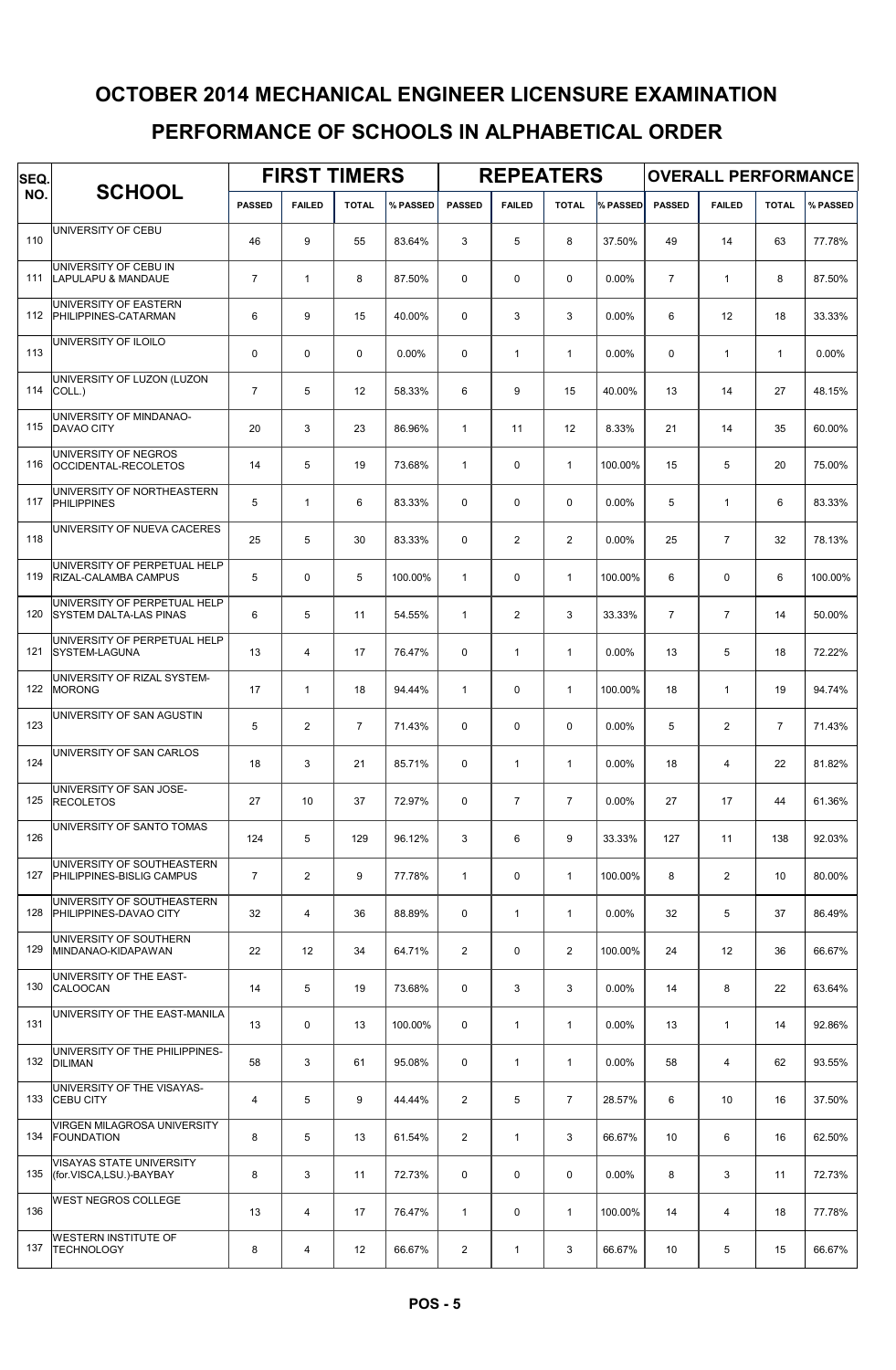# OCTOBER 2014 MECHANICAL ENGINEER LICENSURE EXAMINATION

## PERFORMANCE OF SCHOOLS IN ALPHABETICAL ORDER

| SEQ. NO. | SCHOOL | FIRST TIMERS | | | | REPEATERS | | | | OVERALL PERFORMANCE | | | |
|---|---|---|---|---|---|---|---|---|---|---|---|---|---|
| | | PASSED | FAILED | TOTAL | % PASSED | PASSED | FAILED | TOTAL | % PASSED | PASSED | FAILED | TOTAL | % PASSED |
| 110 | UNIVERSITY OF CEBU | 46 | 9 | 55 | 83.64% | 3 | 5 | 8 | 37.50% | 49 | 14 | 63 | 77.78% |
| 111 | UNIVERSITY OF CEBU IN LAPULAPU & MANDAUE | 7 | 1 | 8 | 87.50% | 0 | 0 | 0 | 0.00% | 7 | 1 | 8 | 87.50% |
| 112 | UNIVERSITY OF EASTERN PHILIPPINES-CATARMAN | 6 | 9 | 15 | 40.00% | 0 | 3 | 3 | 0.00% | 6 | 12 | 18 | 33.33% |
| 113 | UNIVERSITY OF ILOILO | 0 | 0 | 0 | 0.00% | 0 | 1 | 1 | 0.00% | 0 | 1 | 1 | 0.00% |
| 114 | UNIVERSITY OF LUZON (LUZON COLL.) | 7 | 5 | 12 | 58.33% | 6 | 9 | 15 | 40.00% | 13 | 14 | 27 | 48.15% |
| 115 | UNIVERSITY OF MINDANAO-DAVAO CITY | 20 | 3 | 23 | 86.96% | 1 | 11 | 12 | 8.33% | 21 | 14 | 35 | 60.00% |
| 116 | UNIVERSITY OF NEGROS OCCIDENTAL-RECOLETOS | 14 | 5 | 19 | 73.68% | 1 | 0 | 1 | 100.00% | 15 | 5 | 20 | 75.00% |
| 117 | UNIVERSITY OF NORTHEASTERN PHILIPPINES | 5 | 1 | 6 | 83.33% | 0 | 0 | 0 | 0.00% | 5 | 1 | 6 | 83.33% |
| 118 | UNIVERSITY OF NUEVA CACERES | 25 | 5 | 30 | 83.33% | 0 | 2 | 2 | 0.00% | 25 | 7 | 32 | 78.13% |
| 119 | UNIVERSITY OF PERPETUAL HELP RIZAL-CALAMBA CAMPUS | 5 | 0 | 5 | 100.00% | 1 | 0 | 1 | 100.00% | 6 | 0 | 6 | 100.00% |
| 120 | UNIVERSITY OF PERPETUAL HELP SYSTEM DALTA-LAS PINAS | 6 | 5 | 11 | 54.55% | 1 | 2 | 3 | 33.33% | 7 | 7 | 14 | 50.00% |
| 121 | UNIVERSITY OF PERPETUAL HELP SYSTEM-LAGUNA | 13 | 4 | 17 | 76.47% | 0 | 1 | 1 | 0.00% | 13 | 5 | 18 | 72.22% |
| 122 | UNIVERSITY OF RIZAL SYSTEM-MORONG | 17 | 1 | 18 | 94.44% | 1 | 0 | 1 | 100.00% | 18 | 1 | 19 | 94.74% |
| 123 | UNIVERSITY OF SAN AGUSTIN | 5 | 2 | 7 | 71.43% | 0 | 0 | 0 | 0.00% | 5 | 2 | 7 | 71.43% |
| 124 | UNIVERSITY OF SAN CARLOS | 18 | 3 | 21 | 85.71% | 0 | 1 | 1 | 0.00% | 18 | 4 | 22 | 81.82% |
| 125 | UNIVERSITY OF SAN JOSE-RECOLETOS | 27 | 10 | 37 | 72.97% | 0 | 7 | 7 | 0.00% | 27 | 17 | 44 | 61.36% |
| 126 | UNIVERSITY OF SANTO TOMAS | 124 | 5 | 129 | 96.12% | 3 | 6 | 9 | 33.33% | 127 | 11 | 138 | 92.03% |
| 127 | UNIVERSITY OF SOUTHEASTERN PHILIPPINES-BISLIG CAMPUS | 7 | 2 | 9 | 77.78% | 1 | 0 | 1 | 100.00% | 8 | 2 | 10 | 80.00% |
| 128 | UNIVERSITY OF SOUTHEASTERN PHILIPPINES-DAVAO CITY | 32 | 4 | 36 | 88.89% | 0 | 1 | 1 | 0.00% | 32 | 5 | 37 | 86.49% |
| 129 | UNIVERSITY OF SOUTHERN MINDANAO-KIDAPAWAN | 22 | 12 | 34 | 64.71% | 2 | 0 | 2 | 100.00% | 24 | 12 | 36 | 66.67% |
| 130 | UNIVERSITY OF THE EAST-CALOOCAN | 14 | 5 | 19 | 73.68% | 0 | 3 | 3 | 0.00% | 14 | 8 | 22 | 63.64% |
| 131 | UNIVERSITY OF THE EAST-MANILA | 13 | 0 | 13 | 100.00% | 0 | 1 | 1 | 0.00% | 13 | 1 | 14 | 92.86% |
| 132 | UNIVERSITY OF THE PHILIPPINES-DILIMAN | 58 | 3 | 61 | 95.08% | 0 | 1 | 1 | 0.00% | 58 | 4 | 62 | 93.55% |
| 133 | UNIVERSITY OF THE VISAYAS-CEBU CITY | 4 | 5 | 9 | 44.44% | 2 | 5 | 7 | 28.57% | 6 | 10 | 16 | 37.50% |
| 134 | VIRGEN MILAGROSA UNIVERSITY FOUNDATION | 8 | 5 | 13 | 61.54% | 2 | 1 | 3 | 66.67% | 10 | 6 | 16 | 62.50% |
| 135 | VISAYAS STATE UNIVERSITY (for.VISCA,LSU.)-BAYBAY | 8 | 3 | 11 | 72.73% | 0 | 0 | 0 | 0.00% | 8 | 3 | 11 | 72.73% |
| 136 | WEST NEGROS COLLEGE | 13 | 4 | 17 | 76.47% | 1 | 0 | 1 | 100.00% | 14 | 4 | 18 | 77.78% |
| 137 | WESTERN INSTITUTE OF TECHNOLOGY | 8 | 4 | 12 | 66.67% | 2 | 1 | 3 | 66.67% | 10 | 5 | 15 | 66.67% |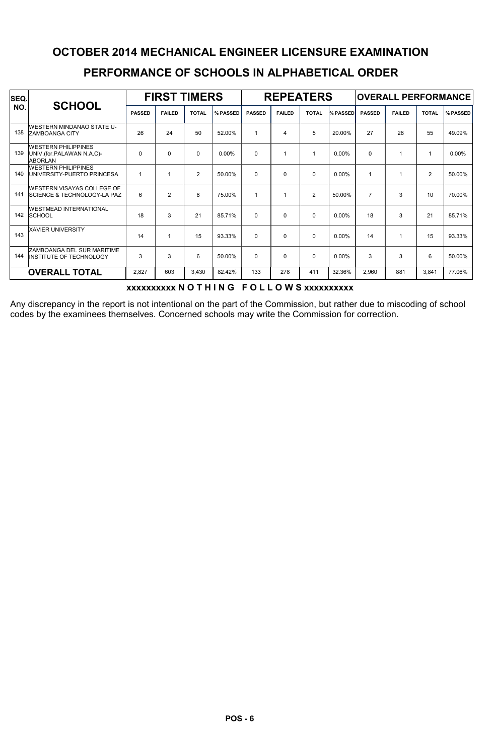# OCTOBER 2014 MECHANICAL ENGINEER LICENSURE EXAMINATION

## PERFORMANCE OF SCHOOLS IN ALPHABETICAL ORDER

| SEQ. NO. | SCHOOL | FIRST TIMERS | | | | REPEATERS | | | | OVERALL PERFORMANCE | | | |
|---|---|---|---|---|---|---|---|---|---|---|---|---|---|
| | | PASSED | FAILED | TOTAL | % PASSED | PASSED | FAILED | TOTAL | % PASSED | PASSED | FAILED | TOTAL | % PASSED |
| 138 | WESTERN MINDANAO STATE U-ZAMBOANGA CITY | 26 | 24 | 50 | 52.00% | 1 | 4 | 5 | 20.00% | 27 | 28 | 55 | 49.09% |
| 139 | WESTERN PHILIPPINES UNIV.(for.PALAWAN N.A.C)-ABORLAN | 0 | 0 | 0 | 0.00% | 0 | 1 | 1 | 0.00% | 0 | 1 | 1 | 0.00% |
| 140 | WESTERN PHILIPPINES UNIVERSITY-PUERTO PRINCESA | 1 | 1 | 2 | 50.00% | 0 | 0 | 0 | 0.00% | 1 | 1 | 2 | 50.00% |
| 141 | WESTERN VISAYAS COLLEGE OF SCIENCE & TECHNOLOGY-LA PAZ | 6 | 2 | 8 | 75.00% | 1 | 1 | 2 | 50.00% | 7 | 3 | 10 | 70.00% |
| 142 | WESTMEAD INTERNATIONAL SCHOOL | 18 | 3 | 21 | 85.71% | 0 | 0 | 0 | 0.00% | 18 | 3 | 21 | 85.71% |
| 143 | XAVIER UNIVERSITY | 14 | 1 | 15 | 93.33% | 0 | 0 | 0 | 0.00% | 14 | 1 | 15 | 93.33% |
| 144 | ZAMBOANGA DEL SUR MARITIME INSTITUTE OF TECHNOLOGY | 3 | 3 | 6 | 50.00% | 0 | 0 | 0 | 0.00% | 3 | 3 | 6 | 50.00% |
| | **OVERALL TOTAL** | 2,827 | 603 | 3,430 | 82.42% | 133 | 278 | 411 | 32.36% | 2,960 | 881 | 3,841 | 77.06% |

**xxxxxxxxxx N O T H I N G   F O L L O W S xxxxxxxxxx**

Any discrepancy in the report is not intentional on the part of the Commission, but rather due to miscoding of school codes by the examinees themselves. Concerned schools may write the Commission for correction.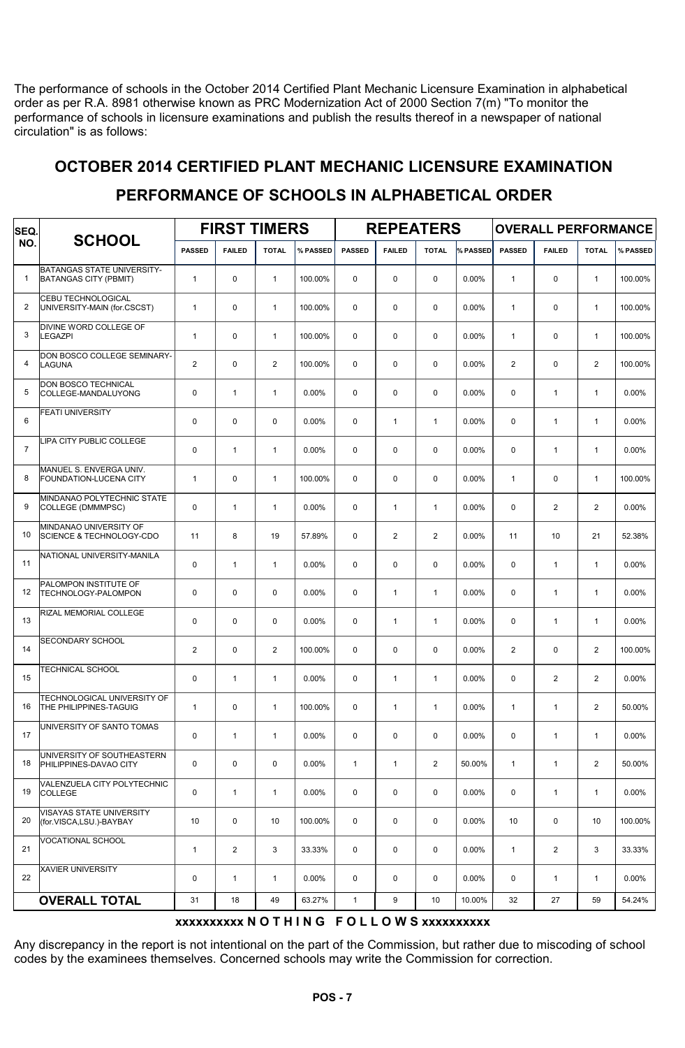The performance of schools in the October 2014 Certified Plant Mechanic Licensure Examination in alphabetical order as per R.A. 8981 otherwise known as PRC Modernization Act of 2000 Section 7(m) "To monitor the performance of schools in licensure examinations and publish the results thereof in a newspaper of national circulation" is as follows:

## OCTOBER 2014 CERTIFIED PLANT MECHANIC LICENSURE EXAMINATION

## PERFORMANCE OF SCHOOLS IN ALPHABETICAL ORDER

| SEQ. NO. | SCHOOL | FIRST TIMERS | | | | REPEATERS | | | | OVERALL PERFORMANCE | | | |
|---|---|---|---|---|---|---|---|---|---|---|---|---|---|
| | | PASSED | FAILED | TOTAL | % PASSED | PASSED | FAILED | TOTAL | % PASSED | PASSED | FAILED | TOTAL | % PASSED |
| 1 | BATANGAS STATE UNIVERSITY-BATANGAS CITY (PBMIT) | 1 | 0 | 1 | 100.00% | 0 | 0 | 0 | 0.00% | 1 | 0 | 1 | 100.00% |
| 2 | CEBU TECHNOLOGICAL UNIVERSITY-MAIN (for.CSCST) | 1 | 0 | 1 | 100.00% | 0 | 0 | 0 | 0.00% | 1 | 0 | 1 | 100.00% |
| 3 | DIVINE WORD COLLEGE OF LEGAZPI | 1 | 0 | 1 | 100.00% | 0 | 0 | 0 | 0.00% | 1 | 0 | 1 | 100.00% |
| 4 | DON BOSCO COLLEGE SEMINARY-LAGUNA | 2 | 0 | 2 | 100.00% | 0 | 0 | 0 | 0.00% | 2 | 0 | 2 | 100.00% |
| 5 | DON BOSCO TECHNICAL COLLEGE-MANDALUYONG | 0 | 1 | 1 | 0.00% | 0 | 0 | 0 | 0.00% | 0 | 1 | 1 | 0.00% |
| 6 | FEATI UNIVERSITY | 0 | 0 | 0 | 0.00% | 0 | 1 | 1 | 0.00% | 0 | 1 | 1 | 0.00% |
| 7 | LIPA CITY PUBLIC COLLEGE | 0 | 1 | 1 | 0.00% | 0 | 0 | 0 | 0.00% | 0 | 1 | 1 | 0.00% |
| 8 | MANUEL S. ENVERGA UNIV. FOUNDATION-LUCENA CITY | 1 | 0 | 1 | 100.00% | 0 | 0 | 0 | 0.00% | 1 | 0 | 1 | 100.00% |
| 9 | MINDANAO POLYTECHNIC STATE COLLEGE (DMMMPSC) | 0 | 1 | 1 | 0.00% | 0 | 1 | 1 | 0.00% | 0 | 2 | 2 | 0.00% |
| 10 | MINDANAO UNIVERSITY OF SCIENCE & TECHNOLOGY-CDO | 11 | 8 | 19 | 57.89% | 0 | 2 | 2 | 0.00% | 11 | 10 | 21 | 52.38% |
| 11 | NATIONAL UNIVERSITY-MANILA | 0 | 1 | 1 | 0.00% | 0 | 0 | 0 | 0.00% | 0 | 1 | 1 | 0.00% |
| 12 | PALOMPON INSTITUTE OF TECHNOLOGY-PALOMPON | 0 | 0 | 0 | 0.00% | 0 | 1 | 1 | 0.00% | 0 | 1 | 1 | 0.00% |
| 13 | RIZAL MEMORIAL COLLEGE | 0 | 0 | 0 | 0.00% | 0 | 1 | 1 | 0.00% | 0 | 1 | 1 | 0.00% |
| 14 | SECONDARY SCHOOL | 2 | 0 | 2 | 100.00% | 0 | 0 | 0 | 0.00% | 2 | 0 | 2 | 100.00% |
| 15 | TECHNICAL SCHOOL | 0 | 1 | 1 | 0.00% | 0 | 1 | 1 | 0.00% | 0 | 2 | 2 | 0.00% |
| 16 | TECHNOLOGICAL UNIVERSITY OF THE PHILIPPINES-TAGUIG | 1 | 0 | 1 | 100.00% | 0 | 1 | 1 | 0.00% | 1 | 1 | 2 | 50.00% |
| 17 | UNIVERSITY OF SANTO TOMAS | 0 | 1 | 1 | 0.00% | 0 | 0 | 0 | 0.00% | 0 | 1 | 1 | 0.00% |
| 18 | UNIVERSITY OF SOUTHEASTERN PHILIPPINES-DAVAO CITY | 0 | 0 | 0 | 0.00% | 1 | 1 | 2 | 50.00% | 1 | 1 | 2 | 50.00% |
| 19 | VALENZUELA CITY POLYTECHNIC COLLEGE | 0 | 1 | 1 | 0.00% | 0 | 0 | 0 | 0.00% | 0 | 1 | 1 | 0.00% |
| 20 | VISAYAS STATE UNIVERSITY (for.VISCA,LSU.)-BAYBAY | 10 | 0 | 10 | 100.00% | 0 | 0 | 0 | 0.00% | 10 | 0 | 10 | 100.00% |
| 21 | VOCATIONAL SCHOOL | 1 | 2 | 3 | 33.33% | 0 | 0 | 0 | 0.00% | 1 | 2 | 3 | 33.33% |
| 22 | XAVIER UNIVERSITY | 0 | 1 | 1 | 0.00% | 0 | 0 | 0 | 0.00% | 0 | 1 | 1 | 0.00% |
| | **OVERALL TOTAL** | 31 | 18 | 49 | 63.27% | 1 | 9 | 10 | 10.00% | 32 | 27 | 59 | 54.24% |

**xxxxxxxxxx N O T H I N G F O L L O W S xxxxxxxxxx**

Any discrepancy in the report is not intentional on the part of the Commission, but rather due to miscoding of school codes by the examinees themselves. Concerned schools may write the Commission for correction.

**POS - 7**